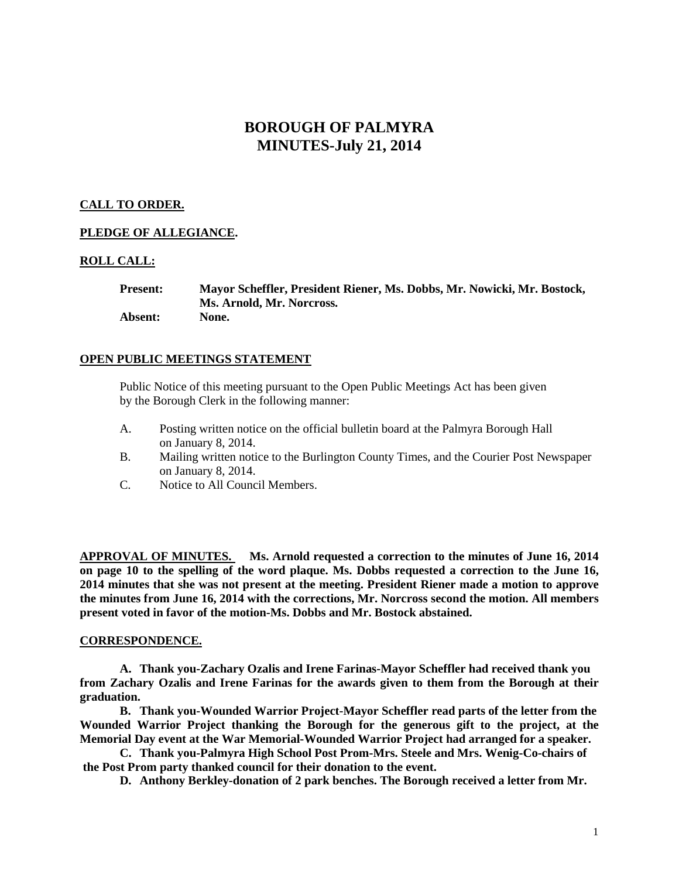# BOROUGH OF PALMYRA
# MINUTES-July 21, 2014

**CALL TO ORDER.**

**PLEDGE OF ALLEGIANCE.**

**ROLL CALL:**

**Present:** **Mayor Scheffler, President Riener, Ms. Dobbs, Mr. Nowicki, Mr. Bostock, Ms. Arnold, Mr. Norcross.**
**Absent:** **None.**

**OPEN PUBLIC MEETINGS STATEMENT**

Public Notice of this meeting pursuant to the Open Public Meetings Act has been given by the Borough Clerk in the following manner:

A. Posting written notice on the official bulletin board at the Palmyra Borough Hall on January 8, 2014.
B. Mailing written notice to the Burlington County Times, and the Courier Post Newspaper on January 8, 2014.
C. Notice to All Council Members.

**APPROVAL OF MINUTES. Ms. Arnold requested a correction to the minutes of June 16, 2014 on page 10 to the spelling of the word plaque. Ms. Dobbs requested a correction to the June 16, 2014 minutes that she was not present at the meeting. President Riener made a motion to approve the minutes from June 16, 2014 with the corrections, Mr. Norcross second the motion. All members present voted in favor of the motion-Ms. Dobbs and Mr. Bostock abstained.**

**CORRESPONDENCE.**

**A. Thank you-Zachary Ozalis and Irene Farinas-Mayor Scheffler had received thank you from Zachary Ozalis and Irene Farinas for the awards given to them from the Borough at their graduation.**

**B. Thank you-Wounded Warrior Project-Mayor Scheffler read parts of the letter from the Wounded Warrior Project thanking the Borough for the generous gift to the project, at the Memorial Day event at the War Memorial-Wounded Warrior Project had arranged for a speaker.**

**C. Thank you-Palmyra High School Post Prom-Mrs. Steele and Mrs. Wenig-Co-chairs of the Post Prom party thanked council for their donation to the event.**

**D. Anthony Berkley-donation of 2 park benches. The Borough received a letter from Mr.**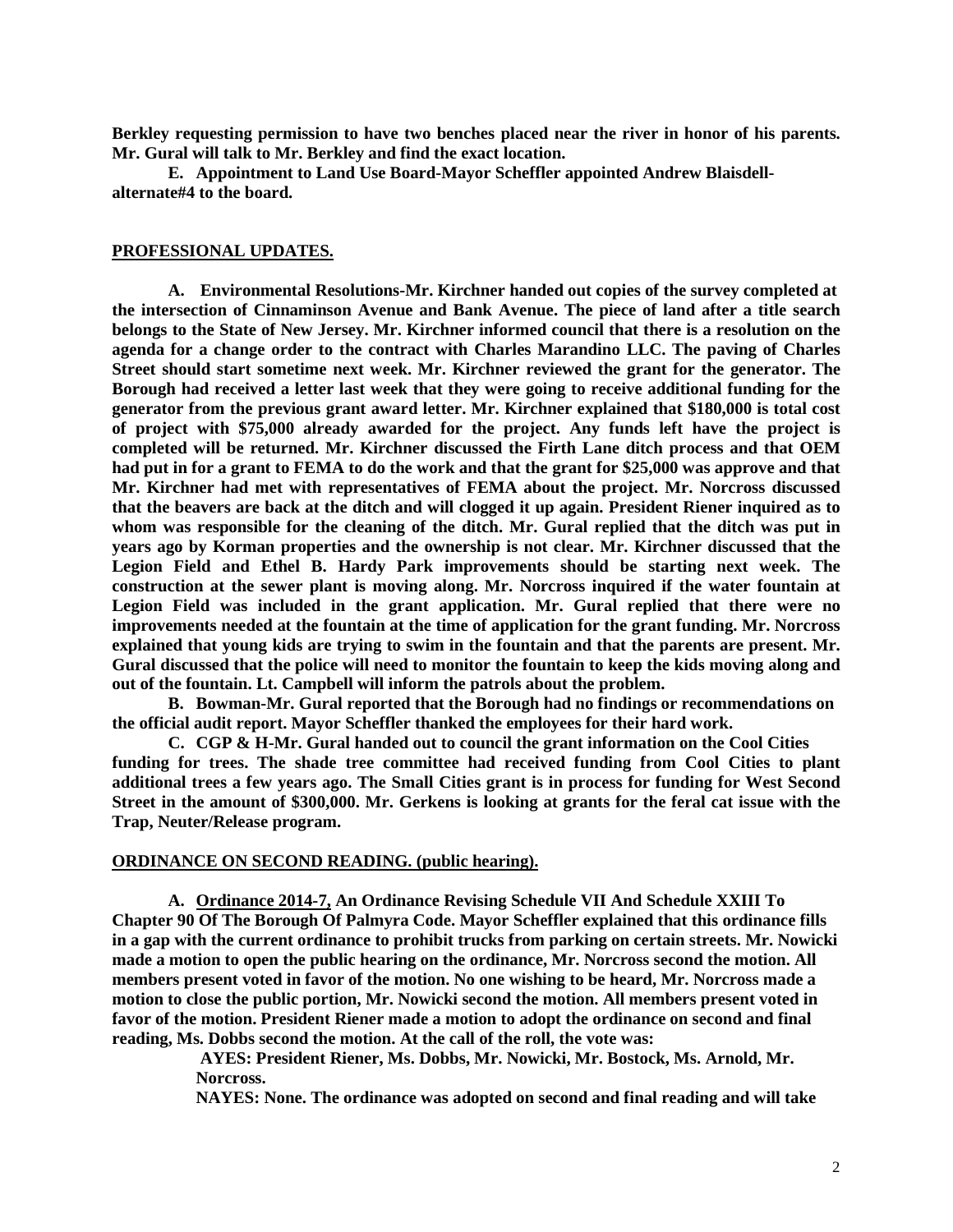**Berkley requesting permission to have two benches placed near the river in honor of his parents. Mr. Gural will talk to Mr. Berkley and find the exact location.**

**E. Appointment to Land Use Board-Mayor Scheffler appointed Andrew Blaisdell-alternate#4 to the board.**

## PROFESSIONAL UPDATES.

**A. Environmental Resolutions-Mr. Kirchner handed out copies of the survey completed at the intersection of Cinnaminson Avenue and Bank Avenue. The piece of land after a title search belongs to the State of New Jersey. Mr. Kirchner informed council that there is a resolution on the agenda for a change order to the contract with Charles Marandino LLC. The paving of Charles Street should start sometime next week. Mr. Kirchner reviewed the grant for the generator. The Borough had received a letter last week that they were going to receive additional funding for the generator from the previous grant award letter. Mr. Kirchner explained that $180,000 is total cost of project with $75,000 already awarded for the project. Any funds left have the project is completed will be returned. Mr. Kirchner discussed the Firth Lane ditch process and that OEM had put in for a grant to FEMA to do the work and that the grant for $25,000 was approve and that Mr. Kirchner had met with representatives of FEMA about the project. Mr. Norcross discussed that the beavers are back at the ditch and will clogged it up again. President Riener inquired as to whom was responsible for the cleaning of the ditch. Mr. Gural replied that the ditch was put in years ago by Korman properties and the ownership is not clear. Mr. Kirchner discussed that the Legion Field and Ethel B. Hardy Park improvements should be starting next week. The construction at the sewer plant is moving along. Mr. Norcross inquired if the water fountain at Legion Field was included in the grant application. Mr. Gural replied that there were no improvements needed at the fountain at the time of application for the grant funding. Mr. Norcross explained that young kids are trying to swim in the fountain and that the parents are present. Mr. Gural discussed that the police will need to monitor the fountain to keep the kids moving along and out of the fountain. Lt. Campbell will inform the patrols about the problem.**

**B. Bowman-Mr. Gural reported that the Borough had no findings or recommendations on the official audit report. Mayor Scheffler thanked the employees for their hard work.**

**C. CGP & H-Mr. Gural handed out to council the grant information on the Cool Cities funding for trees. The shade tree committee had received funding from Cool Cities to plant additional trees a few years ago. The Small Cities grant is in process for funding for West Second Street in the amount of $300,000. Mr. Gerkens is looking at grants for the feral cat issue with the Trap, Neuter/Release program.**

## ORDINANCE ON SECOND READING. (public hearing).

**A. Ordinance 2014-7, An Ordinance Revising Schedule VII And Schedule XXIII To Chapter 90 Of The Borough Of Palmyra Code. Mayor Scheffler explained that this ordinance fills in a gap with the current ordinance to prohibit trucks from parking on certain streets. Mr. Nowicki made a motion to open the public hearing on the ordinance, Mr. Norcross second the motion. All members present voted in favor of the motion. No one wishing to be heard, Mr. Norcross made a motion to close the public portion, Mr. Nowicki second the motion. All members present voted in favor of the motion. President Riener made a motion to adopt the ordinance on second and final reading, Ms. Dobbs second the motion. At the call of the roll, the vote was:**

**AYES: President Riener, Ms. Dobbs, Mr. Nowicki, Mr. Bostock, Ms. Arnold, Mr. Norcross.**

**NAYES: None. The ordinance was adopted on second and final reading and will take**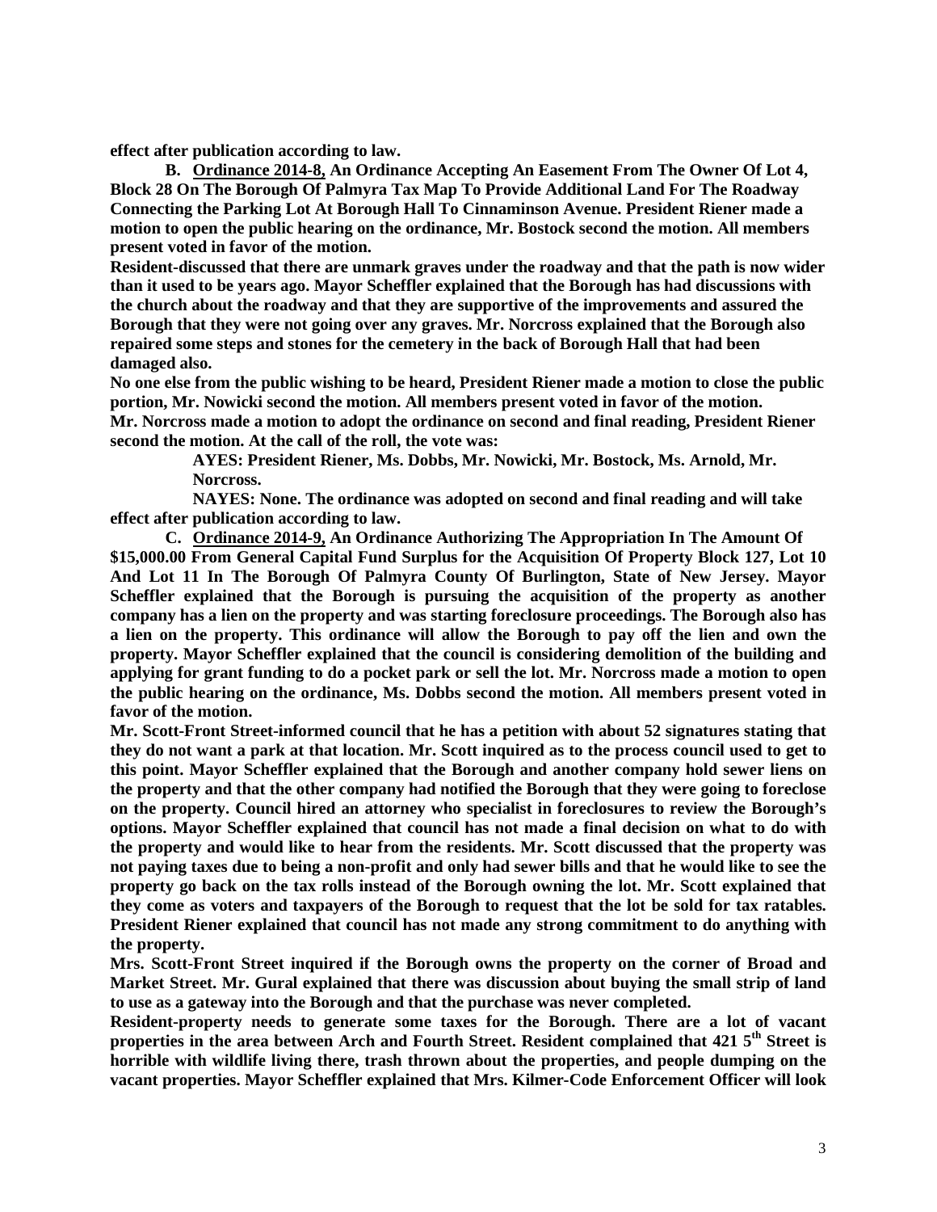**effect after publication according to law.**

**B. Ordinance 2014-8, An Ordinance Accepting An Easement From The Owner Of Lot 4, Block 28 On The Borough Of Palmyra Tax Map To Provide Additional Land For The Roadway Connecting the Parking Lot At Borough Hall To Cinnaminson Avenue. President Riener made a motion to open the public hearing on the ordinance, Mr. Bostock second the motion. All members present voted in favor of the motion.**

**Resident-discussed that there are unmark graves under the roadway and that the path is now wider than it used to be years ago. Mayor Scheffler explained that the Borough has had discussions with the church about the roadway and that they are supportive of the improvements and assured the Borough that they were not going over any graves. Mr. Norcross explained that the Borough also repaired some steps and stones for the cemetery in the back of Borough Hall that had been damaged also.**

**No one else from the public wishing to be heard, President Riener made a motion to close the public portion, Mr. Nowicki second the motion. All members present voted in favor of the motion.**

**Mr. Norcross made a motion to adopt the ordinance on second and final reading, President Riener second the motion. At the call of the roll, the vote was:**

**AYES: President Riener, Ms. Dobbs, Mr. Nowicki, Mr. Bostock, Ms. Arnold, Mr. Norcross.**

**NAYES: None. The ordinance was adopted on second and final reading and will take effect after publication according to law.**

**C. Ordinance 2014-9, An Ordinance Authorizing The Appropriation In The Amount Of $15,000.00 From General Capital Fund Surplus for the Acquisition Of Property Block 127, Lot 10 And Lot 11 In The Borough Of Palmyra County Of Burlington, State of New Jersey. Mayor Scheffler explained that the Borough is pursuing the acquisition of the property as another company has a lien on the property and was starting foreclosure proceedings. The Borough also has a lien on the property. This ordinance will allow the Borough to pay off the lien and own the property. Mayor Scheffler explained that the council is considering demolition of the building and applying for grant funding to do a pocket park or sell the lot. Mr. Norcross made a motion to open the public hearing on the ordinance, Ms. Dobbs second the motion. All members present voted in favor of the motion.**

**Mr. Scott-Front Street-informed council that he has a petition with about 52 signatures stating that they do not want a park at that location. Mr. Scott inquired as to the process council used to get to this point. Mayor Scheffler explained that the Borough and another company hold sewer liens on the property and that the other company had notified the Borough that they were going to foreclose on the property. Council hired an attorney who specialist in foreclosures to review the Borough's options. Mayor Scheffler explained that council has not made a final decision on what to do with the property and would like to hear from the residents. Mr. Scott discussed that the property was not paying taxes due to being a non-profit and only had sewer bills and that he would like to see the property go back on the tax rolls instead of the Borough owning the lot. Mr. Scott explained that they come as voters and taxpayers of the Borough to request that the lot be sold for tax ratables. President Riener explained that council has not made any strong commitment to do anything with the property.**

**Mrs. Scott-Front Street inquired if the Borough owns the property on the corner of Broad and Market Street. Mr. Gural explained that there was discussion about buying the small strip of land to use as a gateway into the Borough and that the purchase was never completed.**

**Resident-property needs to generate some taxes for the Borough. There are a lot of vacant properties in the area between Arch and Fourth Street. Resident complained that 421 5th Street is horrible with wildlife living there, trash thrown about the properties, and people dumping on the vacant properties. Mayor Scheffler explained that Mrs. Kilmer-Code Enforcement Officer will look**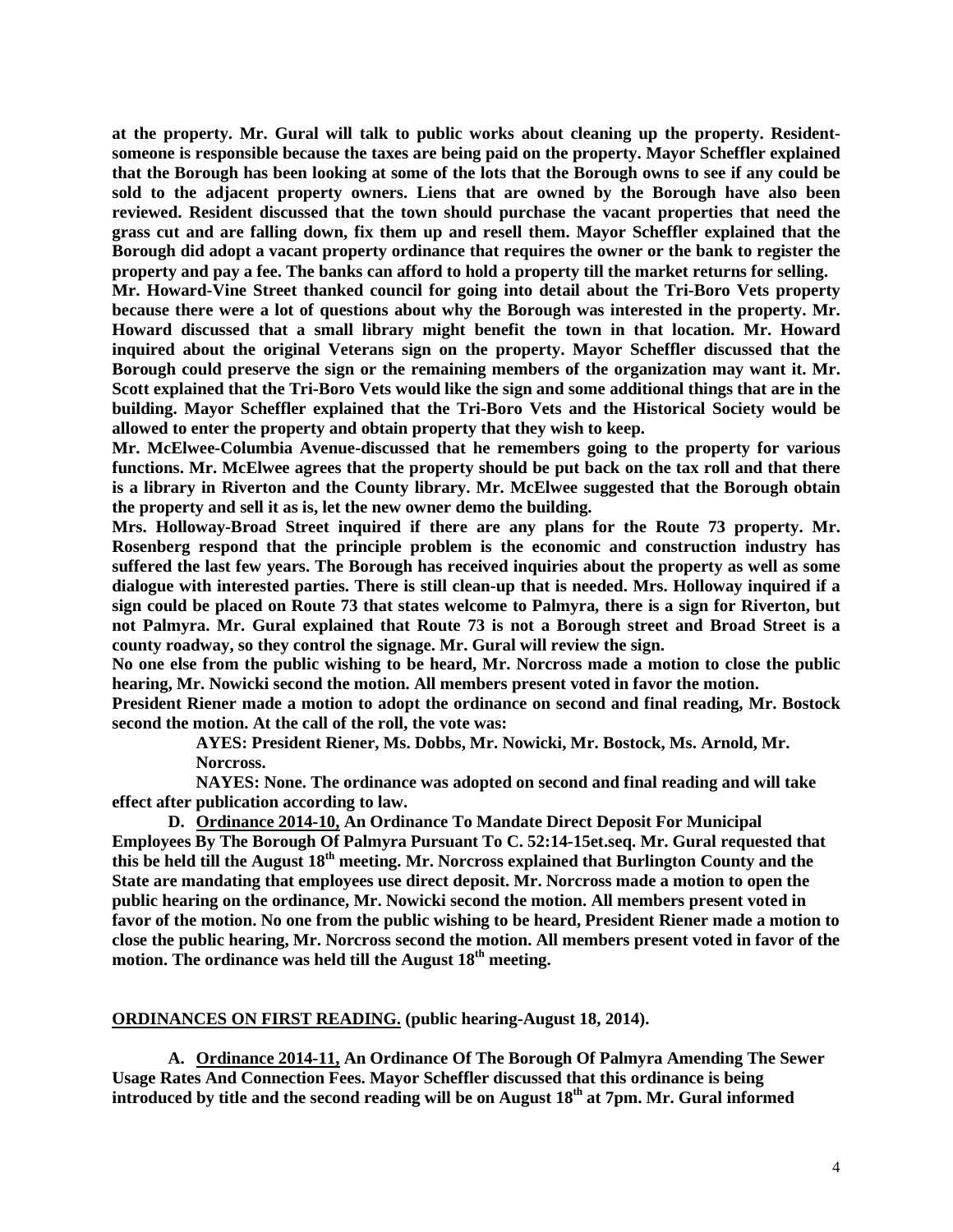**at the property. Mr. Gural will talk to public works about cleaning up the property. Resident-someone is responsible because the taxes are being paid on the property. Mayor Scheffler explained that the Borough has been looking at some of the lots that the Borough owns to see if any could be sold to the adjacent property owners. Liens that are owned by the Borough have also been reviewed. Resident discussed that the town should purchase the vacant properties that need the grass cut and are falling down, fix them up and resell them. Mayor Scheffler explained that the Borough did adopt a vacant property ordinance that requires the owner or the bank to register the property and pay a fee. The banks can afford to hold a property till the market returns for selling.**

**Mr. Howard-Vine Street thanked council for going into detail about the Tri-Boro Vets property because there were a lot of questions about why the Borough was interested in the property. Mr. Howard discussed that a small library might benefit the town in that location. Mr. Howard inquired about the original Veterans sign on the property. Mayor Scheffler discussed that the Borough could preserve the sign or the remaining members of the organization may want it. Mr. Scott explained that the Tri-Boro Vets would like the sign and some additional things that are in the building. Mayor Scheffler explained that the Tri-Boro Vets and the Historical Society would be allowed to enter the property and obtain property that they wish to keep.**

**Mr. McElwee-Columbia Avenue-discussed that he remembers going to the property for various functions. Mr. McElwee agrees that the property should be put back on the tax roll and that there is a library in Riverton and the County library. Mr. McElwee suggested that the Borough obtain the property and sell it as is, let the new owner demo the building.**

**Mrs. Holloway-Broad Street inquired if there are any plans for the Route 73 property. Mr. Rosenberg respond that the principle problem is the economic and construction industry has suffered the last few years. The Borough has received inquiries about the property as well as some dialogue with interested parties. There is still clean-up that is needed. Mrs. Holloway inquired if a sign could be placed on Route 73 that states welcome to Palmyra, there is a sign for Riverton, but not Palmyra. Mr. Gural explained that Route 73 is not a Borough street and Broad Street is a county roadway, so they control the signage. Mr. Gural will review the sign.**

**No one else from the public wishing to be heard, Mr. Norcross made a motion to close the public hearing, Mr. Nowicki second the motion. All members present voted in favor the motion.**

**President Riener made a motion to adopt the ordinance on second and final reading, Mr. Bostock second the motion. At the call of the roll, the vote was:**

**AYES: President Riener, Ms. Dobbs, Mr. Nowicki, Mr. Bostock, Ms. Arnold, Mr. Norcross.**

**NAYES: None. The ordinance was adopted on second and final reading and will take effect after publication according to law.**

**D. <u>Ordinance 2014-10,</u> An Ordinance To Mandate Direct Deposit For Municipal Employees By The Borough Of Palmyra Pursuant To C. 52:14-15et.seq. Mr. Gural requested that this be held till the August 18th meeting. Mr. Norcross explained that Burlington County and the State are mandating that employees use direct deposit. Mr. Norcross made a motion to open the public hearing on the ordinance, Mr. Nowicki second the motion. All members present voted in favor of the motion. No one from the public wishing to be heard, President Riener made a motion to close the public hearing, Mr. Norcross second the motion. All members present voted in favor of the motion. The ordinance was held till the August 18th meeting.**

**<u>ORDINANCES ON FIRST READING.</u> (public hearing-August 18, 2014).**

**A. <u>Ordinance 2014-11,</u> An Ordinance Of The Borough Of Palmyra Amending The Sewer Usage Rates And Connection Fees. Mayor Scheffler discussed that this ordinance is being introduced by title and the second reading will be on August 18th at 7pm. Mr. Gural informed**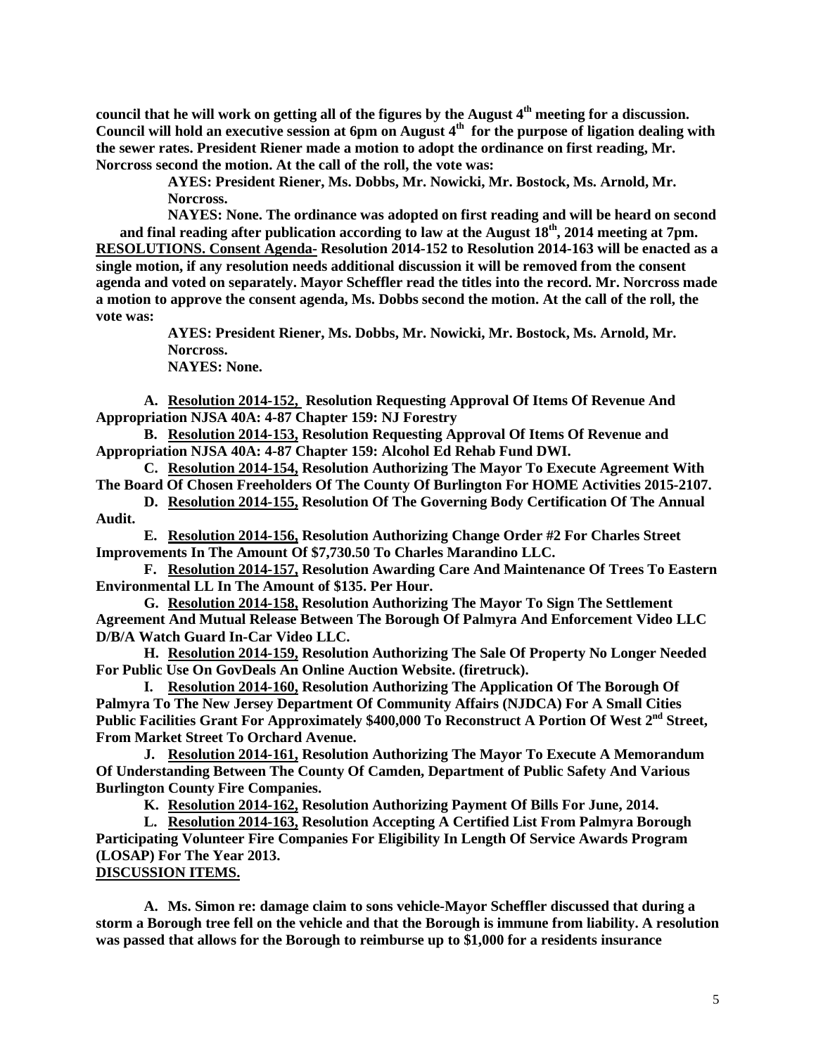**council that he will work on getting all of the figures by the August 4th meeting for a discussion. Council will hold an executive session at 6pm on August 4th for the purpose of ligation dealing with the sewer rates. President Riener made a motion to adopt the ordinance on first reading, Mr. Norcross second the motion. At the call of the roll, the vote was:**

**AYES: President Riener, Ms. Dobbs, Mr. Nowicki, Mr. Bostock, Ms. Arnold, Mr. Norcross.**

**NAYES: None. The ordinance was adopted on first reading and will be heard on second and final reading after publication according to law at the August 18th, 2014 meeting at 7pm.**

**RESOLUTIONS. Consent Agenda- Resolution 2014-152 to Resolution 2014-163 will be enacted as a single motion, if any resolution needs additional discussion it will be removed from the consent agenda and voted on separately. Mayor Scheffler read the titles into the record. Mr. Norcross made a motion to approve the consent agenda, Ms. Dobbs second the motion. At the call of the roll, the vote was:**

**AYES: President Riener, Ms. Dobbs, Mr. Nowicki, Mr. Bostock, Ms. Arnold, Mr. Norcross.**
**NAYES: None.**

A. **Resolution 2014-152, Resolution Requesting Approval Of Items Of Revenue And Appropriation NJSA 40A: 4-87 Chapter 159: NJ Forestry**

B. **Resolution 2014-153, Resolution Requesting Approval Of Items Of Revenue and Appropriation NJSA 40A: 4-87 Chapter 159: Alcohol Ed Rehab Fund DWI.**

C. **Resolution 2014-154, Resolution Authorizing The Mayor To Execute Agreement With The Board Of Chosen Freeholders Of The County Of Burlington For HOME Activities 2015-2107.**

D. **Resolution 2014-155, Resolution Of The Governing Body Certification Of The Annual Audit.**

E. **Resolution 2014-156, Resolution Authorizing Change Order #2 For Charles Street Improvements In The Amount Of $7,730.50 To Charles Marandino LLC.**

F. **Resolution 2014-157, Resolution Awarding Care And Maintenance Of Trees To Eastern Environmental LL In The Amount of $135. Per Hour.**

G. **Resolution 2014-158, Resolution Authorizing The Mayor To Sign The Settlement Agreement And Mutual Release Between The Borough Of Palmyra And Enforcement Video LLC D/B/A Watch Guard In-Car Video LLC.**

H. **Resolution 2014-159, Resolution Authorizing The Sale Of Property No Longer Needed For Public Use On GovDeals An Online Auction Website. (firetruck).**

I. **Resolution 2014-160, Resolution Authorizing The Application Of The Borough Of Palmyra To The New Jersey Department Of Community Affairs (NJDCA) For A Small Cities Public Facilities Grant For Approximately $400,000 To Reconstruct A Portion Of West 2nd Street, From Market Street To Orchard Avenue.**

J. **Resolution 2014-161, Resolution Authorizing The Mayor To Execute A Memorandum Of Understanding Between The County Of Camden, Department of Public Safety And Various Burlington County Fire Companies.**

K. **Resolution 2014-162, Resolution Authorizing Payment Of Bills For June, 2014.**

L. **Resolution 2014-163, Resolution Accepting A Certified List From Palmyra Borough Participating Volunteer Fire Companies For Eligibility In Length Of Service Awards Program (LOSAP) For The Year 2013.**

**DISCUSSION ITEMS.**

A. **Ms. Simon re: damage claim to sons vehicle-Mayor Scheffler discussed that during a storm a Borough tree fell on the vehicle and that the Borough is immune from liability. A resolution was passed that allows for the Borough to reimburse up to $1,000 for a residents insurance**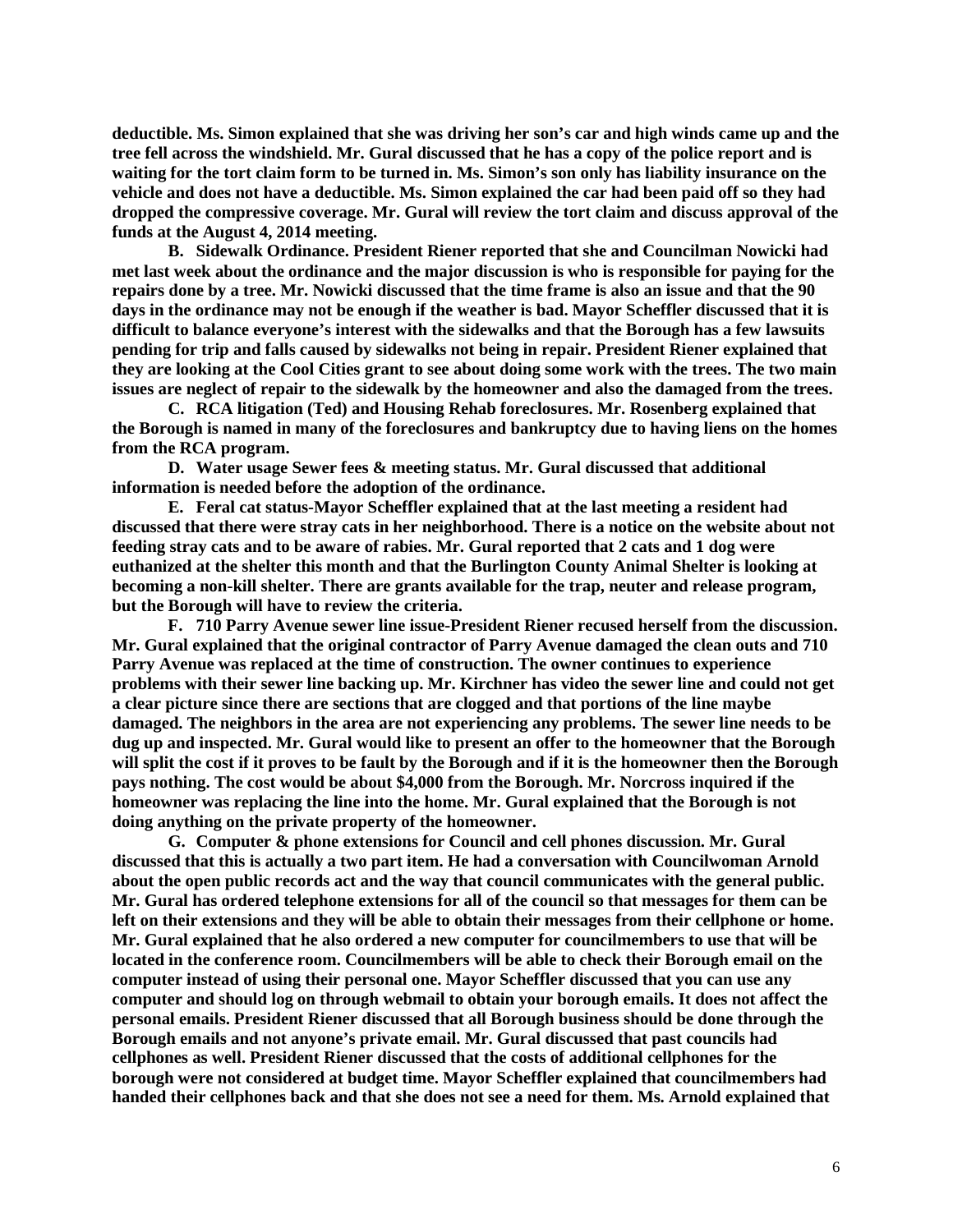**deductible. Ms. Simon explained that she was driving her son's car and high winds came up and the tree fell across the windshield. Mr. Gural discussed that he has a copy of the police report and is waiting for the tort claim form to be turned in. Ms. Simon's son only has liability insurance on the vehicle and does not have a deductible. Ms. Simon explained the car had been paid off so they had dropped the compressive coverage. Mr. Gural will review the tort claim and discuss approval of the funds at the August 4, 2014 meeting.**

**B. Sidewalk Ordinance. President Riener reported that she and Councilman Nowicki had met last week about the ordinance and the major discussion is who is responsible for paying for the repairs done by a tree. Mr. Nowicki discussed that the time frame is also an issue and that the 90 days in the ordinance may not be enough if the weather is bad. Mayor Scheffler discussed that it is difficult to balance everyone's interest with the sidewalks and that the Borough has a few lawsuits pending for trip and falls caused by sidewalks not being in repair. President Riener explained that they are looking at the Cool Cities grant to see about doing some work with the trees. The two main issues are neglect of repair to the sidewalk by the homeowner and also the damaged from the trees.**

**C. RCA litigation (Ted) and Housing Rehab foreclosures. Mr. Rosenberg explained that the Borough is named in many of the foreclosures and bankruptcy due to having liens on the homes from the RCA program.**

**D. Water usage Sewer fees & meeting status. Mr. Gural discussed that additional information is needed before the adoption of the ordinance.**

**E. Feral cat status-Mayor Scheffler explained that at the last meeting a resident had discussed that there were stray cats in her neighborhood. There is a notice on the website about not feeding stray cats and to be aware of rabies. Mr. Gural reported that 2 cats and 1 dog were euthanized at the shelter this month and that the Burlington County Animal Shelter is looking at becoming a non-kill shelter. There are grants available for the trap, neuter and release program, but the Borough will have to review the criteria.**

**F. 710 Parry Avenue sewer line issue-President Riener recused herself from the discussion. Mr. Gural explained that the original contractor of Parry Avenue damaged the clean outs and 710 Parry Avenue was replaced at the time of construction. The owner continues to experience problems with their sewer line backing up. Mr. Kirchner has video the sewer line and could not get a clear picture since there are sections that are clogged and that portions of the line maybe damaged. The neighbors in the area are not experiencing any problems. The sewer line needs to be dug up and inspected. Mr. Gural would like to present an offer to the homeowner that the Borough will split the cost if it proves to be fault by the Borough and if it is the homeowner then the Borough pays nothing. The cost would be about $4,000 from the Borough. Mr. Norcross inquired if the homeowner was replacing the line into the home. Mr. Gural explained that the Borough is not doing anything on the private property of the homeowner.**

**G. Computer & phone extensions for Council and cell phones discussion. Mr. Gural discussed that this is actually a two part item. He had a conversation with Councilwoman Arnold about the open public records act and the way that council communicates with the general public. Mr. Gural has ordered telephone extensions for all of the council so that messages for them can be left on their extensions and they will be able to obtain their messages from their cellphone or home. Mr. Gural explained that he also ordered a new computer for councilmembers to use that will be located in the conference room. Councilmembers will be able to check their Borough email on the computer instead of using their personal one. Mayor Scheffler discussed that you can use any computer and should log on through webmail to obtain your borough emails. It does not affect the personal emails. President Riener discussed that all Borough business should be done through the Borough emails and not anyone's private email. Mr. Gural discussed that past councils had cellphones as well. President Riener discussed that the costs of additional cellphones for the borough were not considered at budget time. Mayor Scheffler explained that councilmembers had handed their cellphones back and that she does not see a need for them. Ms. Arnold explained that**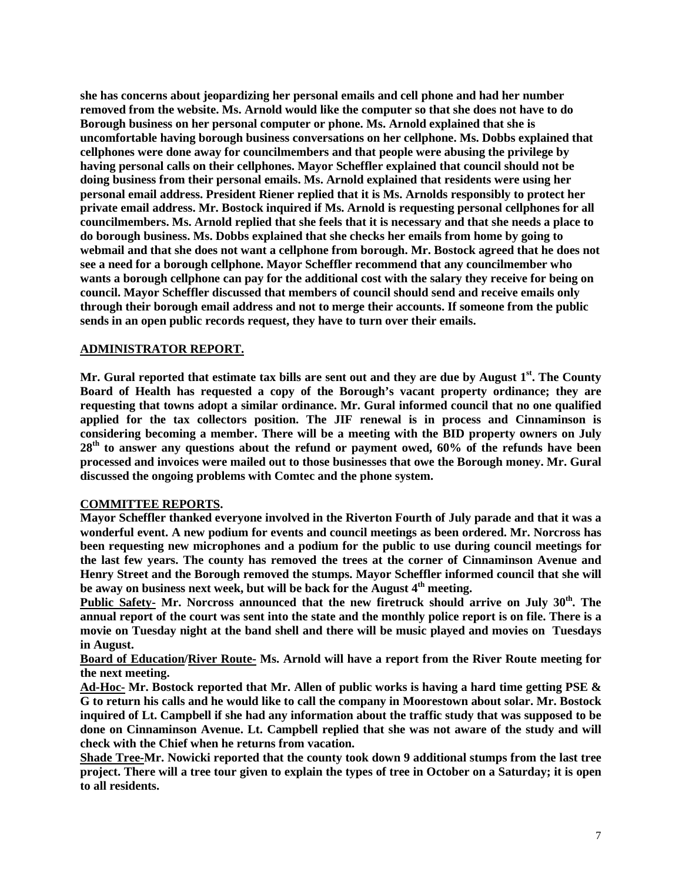**she has concerns about jeopardizing her personal emails and cell phone and had her number removed from the website. Ms. Arnold would like the computer so that she does not have to do Borough business on her personal computer or phone. Ms. Arnold explained that she is uncomfortable having borough business conversations on her cellphone. Ms. Dobbs explained that cellphones were done away for councilmembers and that people were abusing the privilege by having personal calls on their cellphones. Mayor Scheffler explained that council should not be doing business from their personal emails. Ms. Arnold explained that residents were using her personal email address. President Riener replied that it is Ms. Arnolds responsibly to protect her private email address. Mr. Bostock inquired if Ms. Arnold is requesting personal cellphones for all councilmembers. Ms. Arnold replied that she feels that it is necessary and that she needs a place to do borough business. Ms. Dobbs explained that she checks her emails from home by going to webmail and that she does not want a cellphone from borough. Mr. Bostock agreed that he does not see a need for a borough cellphone. Mayor Scheffler recommend that any councilmember who wants a borough cellphone can pay for the additional cost with the salary they receive for being on council. Mayor Scheffler discussed that members of council should send and receive emails only through their borough email address and not to merge their accounts. If someone from the public sends in an open public records request, they have to turn over their emails.**

**ADMINISTRATOR REPORT.**

**Mr. Gural reported that estimate tax bills are sent out and they are due by August 1st. The County Board of Health has requested a copy of the Borough's vacant property ordinance; they are requesting that towns adopt a similar ordinance. Mr. Gural informed council that no one qualified applied for the tax collectors position. The JIF renewal is in process and Cinnaminson is considering becoming a member. There will be a meeting with the BID property owners on July 28th to answer any questions about the refund or payment owed, 60% of the refunds have been processed and invoices were mailed out to those businesses that owe the Borough money. Mr. Gural discussed the ongoing problems with Comtec and the phone system.**

**COMMITTEE REPORTS.**

**Mayor Scheffler thanked everyone involved in the Riverton Fourth of July parade and that it was a wonderful event. A new podium for events and council meetings as been ordered. Mr. Norcross has been requesting new microphones and a podium for the public to use during council meetings for the last few years. The county has removed the trees at the corner of Cinnaminson Avenue and Henry Street and the Borough removed the stumps. Mayor Scheffler informed council that she will be away on business next week, but will be back for the August 4th meeting.**

**Public Safety- Mr. Norcross announced that the new firetruck should arrive on July 30th. The annual report of the court was sent into the state and the monthly police report is on file. There is a movie on Tuesday night at the band shell and there will be music played and movies on Tuesdays in August.**

**Board of Education/River Route- Ms. Arnold will have a report from the River Route meeting for the next meeting.**

**Ad-Hoc- Mr. Bostock reported that Mr. Allen of public works is having a hard time getting PSE & G to return his calls and he would like to call the company in Moorestown about solar. Mr. Bostock inquired of Lt. Campbell if she had any information about the traffic study that was supposed to be done on Cinnaminson Avenue. Lt. Campbell replied that she was not aware of the study and will check with the Chief when he returns from vacation.**

**Shade Tree-Mr. Nowicki reported that the county took down 9 additional stumps from the last tree project. There will a tree tour given to explain the types of tree in October on a Saturday; it is open to all residents.**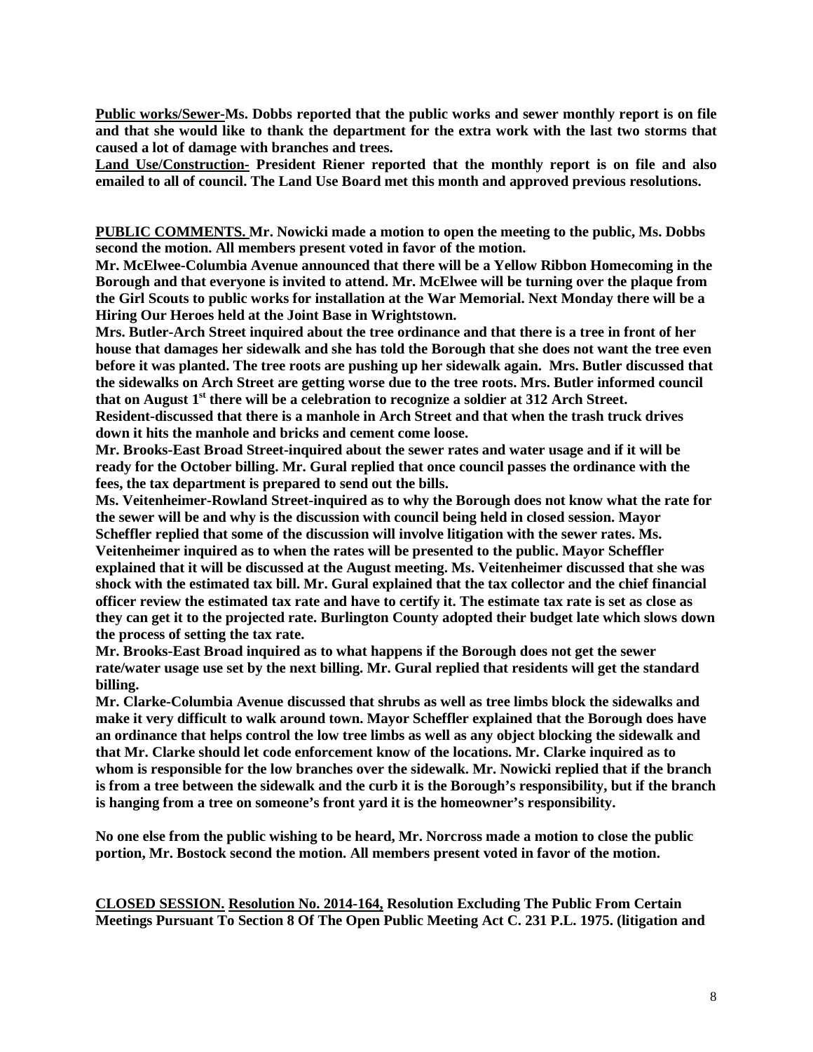**Public works/Sewer-Ms. Dobbs reported that the public works and sewer monthly report is on file and that she would like to thank the department for the extra work with the last two storms that caused a lot of damage with branches and trees.**

**Land Use/Construction- President Riener reported that the monthly report is on file and also emailed to all of council. The Land Use Board met this month and approved previous resolutions.**

**PUBLIC COMMENTS. Mr. Nowicki made a motion to open the meeting to the public, Ms. Dobbs second the motion. All members present voted in favor of the motion.**

**Mr. McElwee-Columbia Avenue announced that there will be a Yellow Ribbon Homecoming in the Borough and that everyone is invited to attend. Mr. McElwee will be turning over the plaque from the Girl Scouts to public works for installation at the War Memorial. Next Monday there will be a Hiring Our Heroes held at the Joint Base in Wrightstown.**

**Mrs. Butler-Arch Street inquired about the tree ordinance and that there is a tree in front of her house that damages her sidewalk and she has told the Borough that she does not want the tree even before it was planted. The tree roots are pushing up her sidewalk again. Mrs. Butler discussed that the sidewalks on Arch Street are getting worse due to the tree roots. Mrs. Butler informed council that on August 1st there will be a celebration to recognize a soldier at 312 Arch Street.**

**Resident-discussed that there is a manhole in Arch Street and that when the trash truck drives down it hits the manhole and bricks and cement come loose.**

**Mr. Brooks-East Broad Street-inquired about the sewer rates and water usage and if it will be ready for the October billing. Mr. Gural replied that once council passes the ordinance with the fees, the tax department is prepared to send out the bills.**

**Ms. Veitenheimer-Rowland Street-inquired as to why the Borough does not know what the rate for the sewer will be and why is the discussion with council being held in closed session. Mayor Scheffler replied that some of the discussion will involve litigation with the sewer rates. Ms. Veitenheimer inquired as to when the rates will be presented to the public. Mayor Scheffler explained that it will be discussed at the August meeting. Ms. Veitenheimer discussed that she was shock with the estimated tax bill. Mr. Gural explained that the tax collector and the chief financial officer review the estimated tax rate and have to certify it. The estimate tax rate is set as close as they can get it to the projected rate. Burlington County adopted their budget late which slows down the process of setting the tax rate.**

**Mr. Brooks-East Broad inquired as to what happens if the Borough does not get the sewer rate/water usage use set by the next billing. Mr. Gural replied that residents will get the standard billing.**

**Mr. Clarke-Columbia Avenue discussed that shrubs as well as tree limbs block the sidewalks and make it very difficult to walk around town. Mayor Scheffler explained that the Borough does have an ordinance that helps control the low tree limbs as well as any object blocking the sidewalk and that Mr. Clarke should let code enforcement know of the locations. Mr. Clarke inquired as to whom is responsible for the low branches over the sidewalk. Mr. Nowicki replied that if the branch is from a tree between the sidewalk and the curb it is the Borough's responsibility, but if the branch is hanging from a tree on someone's front yard it is the homeowner's responsibility.**

**No one else from the public wishing to be heard, Mr. Norcross made a motion to close the public portion, Mr. Bostock second the motion. All members present voted in favor of the motion.**

**CLOSED SESSION. Resolution No. 2014-164, Resolution Excluding The Public From Certain Meetings Pursuant To Section 8 Of The Open Public Meeting Act C. 231 P.L. 1975. (litigation and**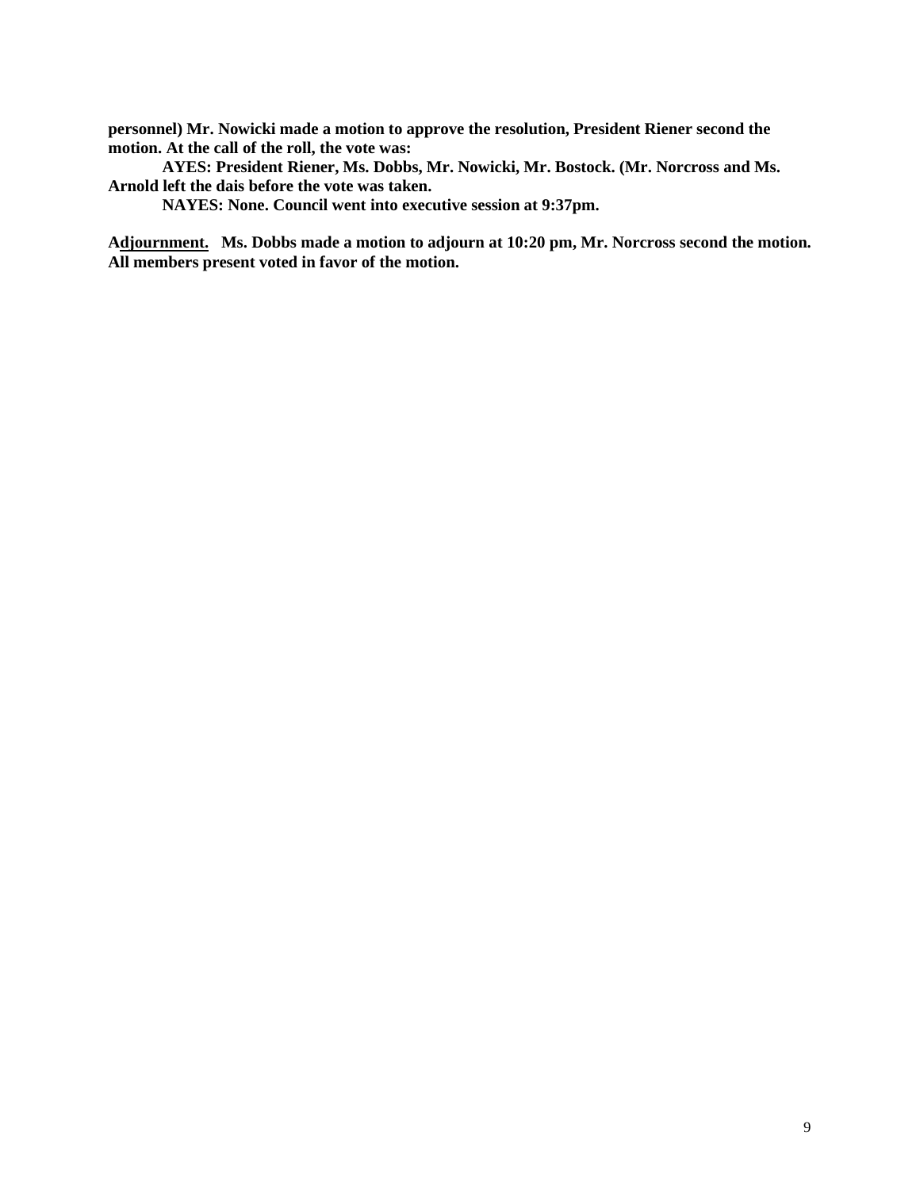**personnel) Mr. Nowicki made a motion to approve the resolution, President Riener second the motion. At the call of the roll, the vote was:**

**AYES: President Riener, Ms. Dobbs, Mr. Nowicki, Mr. Bostock. (Mr. Norcross and Ms. Arnold left the dais before the vote was taken.**

**NAYES: None. Council went into executive session at 9:37pm.**

**Adjournment. Ms. Dobbs made a motion to adjourn at 10:20 pm, Mr. Norcross second the motion. All members present voted in favor of the motion.**